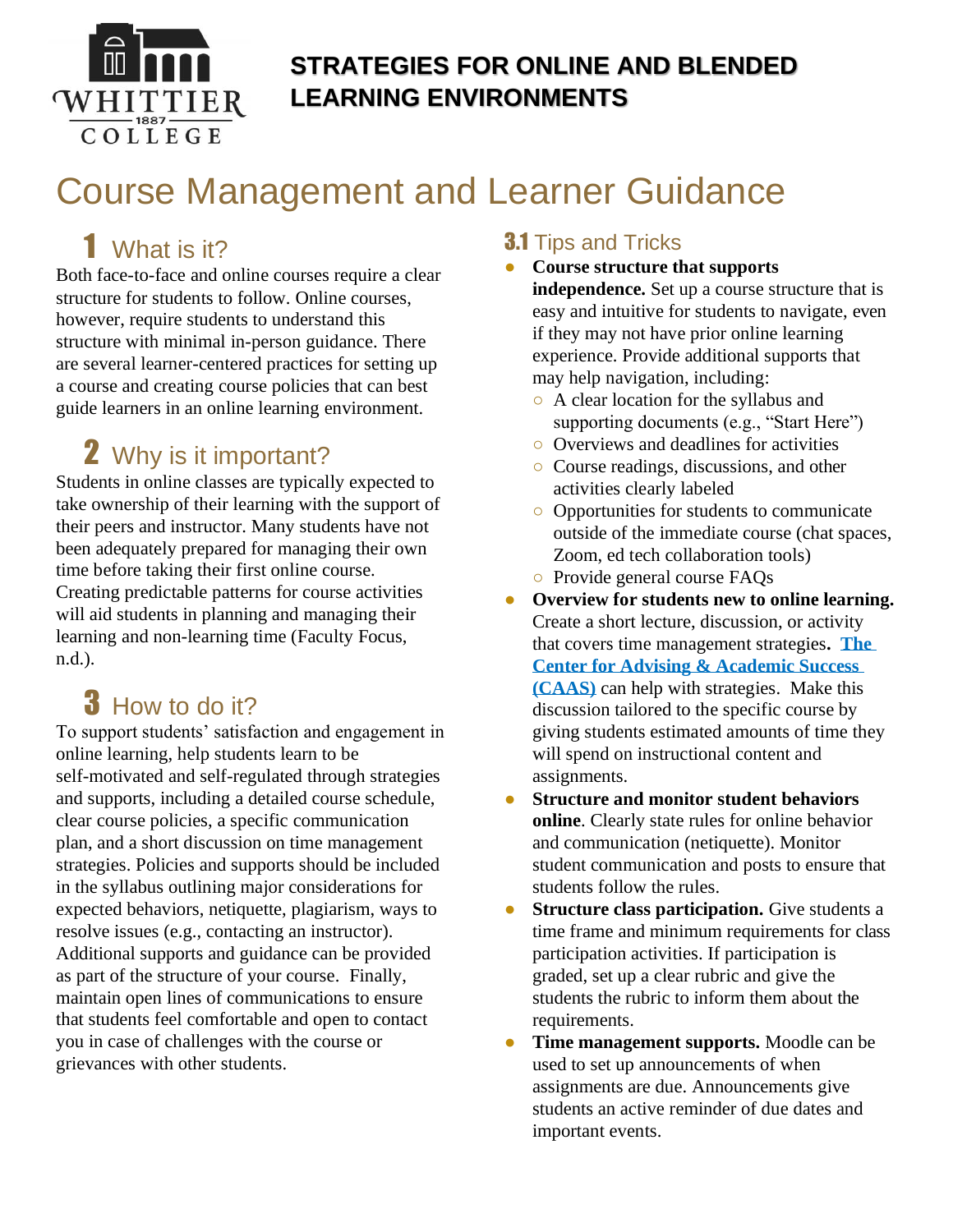**WHITTIER COLLEGE**

# STRATEGIES FOR ONLINE AND BLENDED LEARNING ENVIRONMENTS

# Course Management and Learner Guidance

## 1 What is it?

Both face-to-face and online courses require a clear structure for students to follow. Online courses, however, require students to understand this structure with minimal in-person guidance. There are several learner-centered practices for setting up a course and creating course policies that can best guide learners in an online learning environment.

## 2 Why is it important?

Students in online classes are typically expected to take ownership of their learning with the support of their peers and instructor. Many students have not been adequately prepared for managing their own time before taking their first online course. Creating predictable patterns for course activities will aid students in planning and managing their learning and non-learning time (Faculty Focus, n.d.).

## 3 How to do it?

To support students' satisfaction and engagement in online learning, help students learn to be self-motivated and self-regulated through strategies and supports, including a detailed course schedule, clear course policies, a specific communication plan, and a short discussion on time management strategies. Policies and supports should be included in the syllabus outlining major considerations for expected behaviors, netiquette, plagiarism, ways to resolve issues (e.g., contacting an instructor). Additional supports and guidance can be provided as part of the structure of your course. Finally, maintain open lines of communications to ensure that students feel comfortable and open to contact you in case of challenges with the course or grievances with other students.

### 3.1 Tips and Tricks

- **Course structure that supports independence.** Set up a course structure that is easy and intuitive for students to navigate, even if they may not have prior online learning experience. Provide additional supports that may help navigation, including:
  - A clear location for the syllabus and supporting documents (e.g., "Start Here")
  - Overviews and deadlines for activities
  - Course readings, discussions, and other activities clearly labeled
  - Opportunities for students to communicate outside of the immediate course (chat spaces, Zoom, ed tech collaboration tools)
  - Provide general course FAQs
- **Overview for students new to online learning.** Create a short lecture, discussion, or activity that covers time management strategies**.** **The Center for Advising & Academic Success (CAAS)** can help with strategies. Make this discussion tailored to the specific course by giving students estimated amounts of time they will spend on instructional content and assignments.
- **Structure and monitor student behaviors online**. Clearly state rules for online behavior and communication (netiquette). Monitor student communication and posts to ensure that students follow the rules.
- **Structure class participation.** Give students a time frame and minimum requirements for class participation activities. If participation is graded, set up a clear rubric and give the students the rubric to inform them about the requirements.
- **Time management supports.** Moodle can be used to set up announcements of when assignments are due. Announcements give students an active reminder of due dates and important events.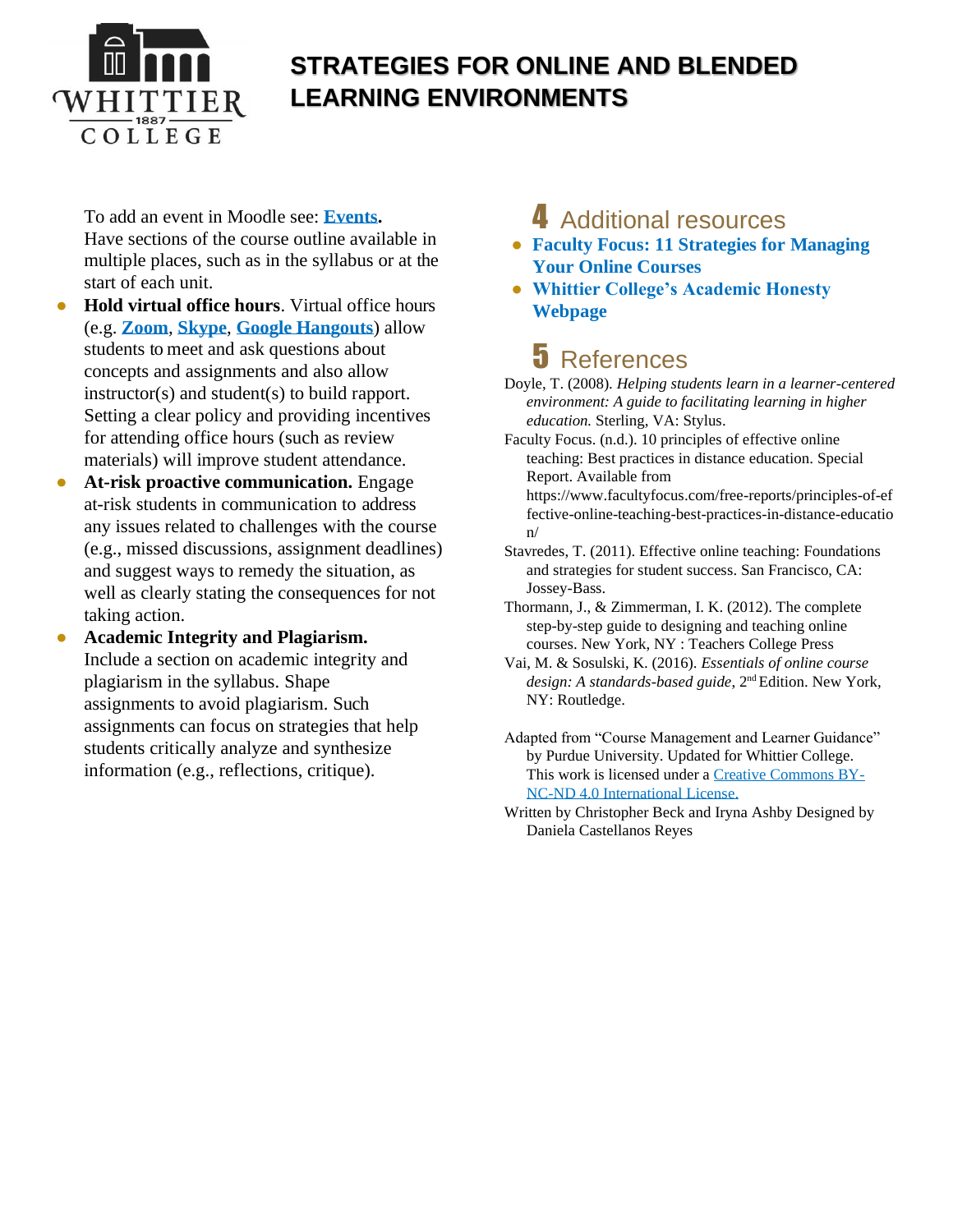# STRATEGIES FOR ONLINE AND BLENDED LEARNING ENVIRONMENTS

To add an event in Moodle see: **[Events](#).** Have sections of the course outline available in multiple places, such as in the syllabus or at the start of each unit.

- **Hold virtual office hours**. Virtual office hours (e.g. **Zoom**, **Skype**, **Google Hangouts**) allow students to meet and ask questions about concepts and assignments and also allow instructor(s) and student(s) to build rapport. Setting a clear policy and providing incentives for attending office hours (such as review materials) will improve student attendance.
- **At-risk proactive communication.** Engage at-risk students in communication to address any issues related to challenges with the course (e.g., missed discussions, assignment deadlines) and suggest ways to remedy the situation, as well as clearly stating the consequences for not taking action.
- **Academic Integrity and Plagiarism.** Include a section on academic integrity and plagiarism in the syllabus. Shape assignments to avoid plagiarism. Such assignments can focus on strategies that help students critically analyze and synthesize information (e.g., reflections, critique).

## 4 Additional resources

- **Faculty Focus: 11 Strategies for Managing Your Online Courses**
- **Whittier College's Academic Honesty Webpage**

## 5 References

Doyle, T. (2008). *Helping students learn in a learner-centered environment: A guide to facilitating learning in higher education.* Sterling, VA: Stylus.

Faculty Focus. (n.d.). 10 principles of effective online teaching: Best practices in distance education. Special Report. Available from https://www.facultyfocus.com/free-reports/principles-of-effective-online-teaching-best-practices-in-distance-education/

Stavredes, T. (2011). Effective online teaching: Foundations and strategies for student success. San Francisco, CA: Jossey-Bass.

Thormann, J., & Zimmerman, I. K. (2012). The complete step-by-step guide to designing and teaching online courses. New York, NY : Teachers College Press

Vai, M. & Sosulski, K. (2016). *Essentials of online course design: A standards-based guide*, 2nd Edition. New York, NY: Routledge.

Adapted from "Course Management and Learner Guidance" by Purdue University. Updated for Whittier College. This work is licensed under a Creative Commons BY-NC-ND 4.0 International License.

Written by Christopher Beck and Iryna Ashby Designed by Daniela Castellanos Reyes